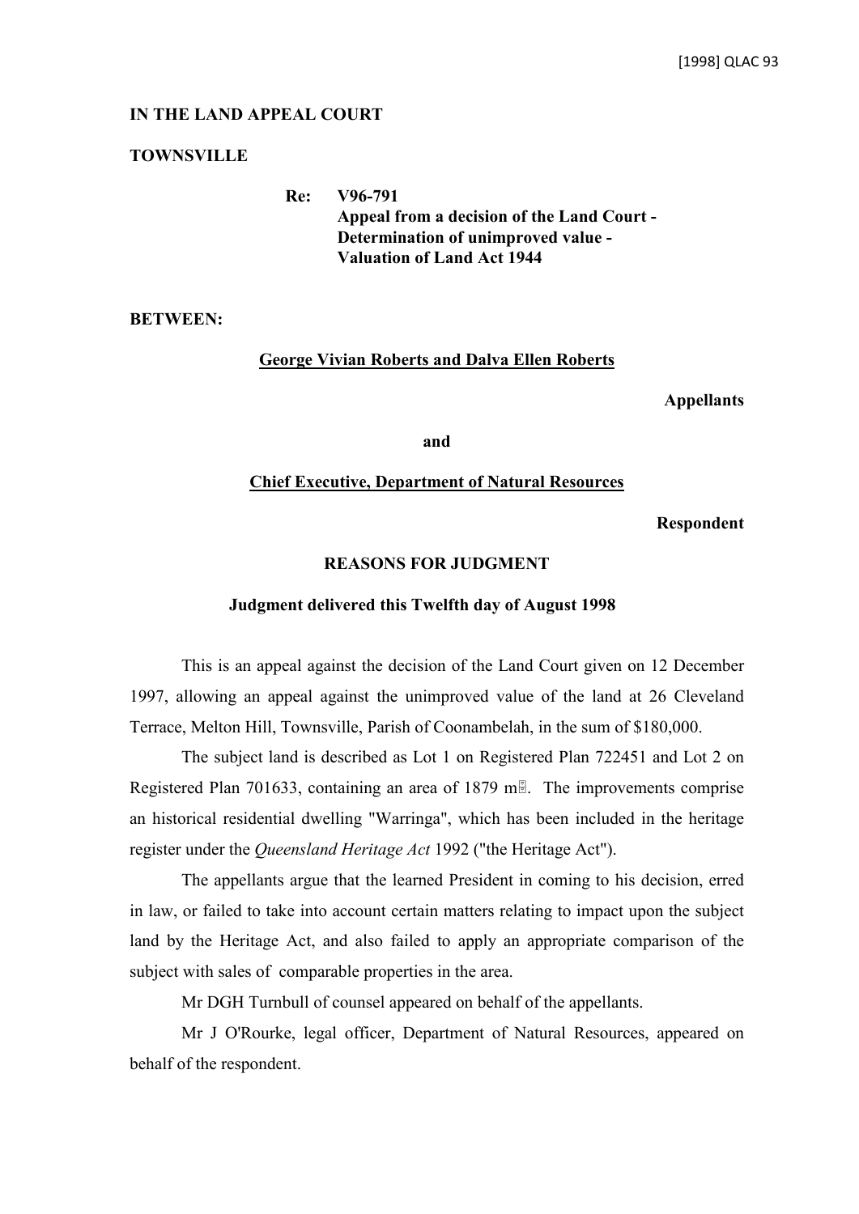**IN THE LAND APPEAL COURT**

**TOWNSVILLE**

**Re: V96-791**
**Appeal from a decision of the Land Court - Determination of unimproved value - Valuation of Land Act 1944**

**BETWEEN:**

**George Vivian Roberts and Dalva Ellen Roberts**

**Appellants**

**and**

**Chief Executive, Department of Natural Resources**

**Respondent**

**REASONS FOR JUDGMENT**

**Judgment delivered this Twelfth day of August 1998**

This is an appeal against the decision of the Land Court given on 12 December 1997, allowing an appeal against the unimproved value of the land at 26 Cleveland Terrace, Melton Hill, Townsville, Parish of Coonambelah, in the sum of $180,000.

The subject land is described as Lot 1 on Registered Plan 722451 and Lot 2 on Registered Plan 701633, containing an area of 1879 m². The improvements comprise an historical residential dwelling "Warringa", which has been included in the heritage register under the *Queensland Heritage Act* 1992 ("the Heritage Act").

The appellants argue that the learned President in coming to his decision, erred in law, or failed to take into account certain matters relating to impact upon the subject land by the Heritage Act, and also failed to apply an appropriate comparison of the subject with sales of comparable properties in the area.

Mr DGH Turnbull of counsel appeared on behalf of the appellants.

Mr J O'Rourke, legal officer, Department of Natural Resources, appeared on behalf of the respondent.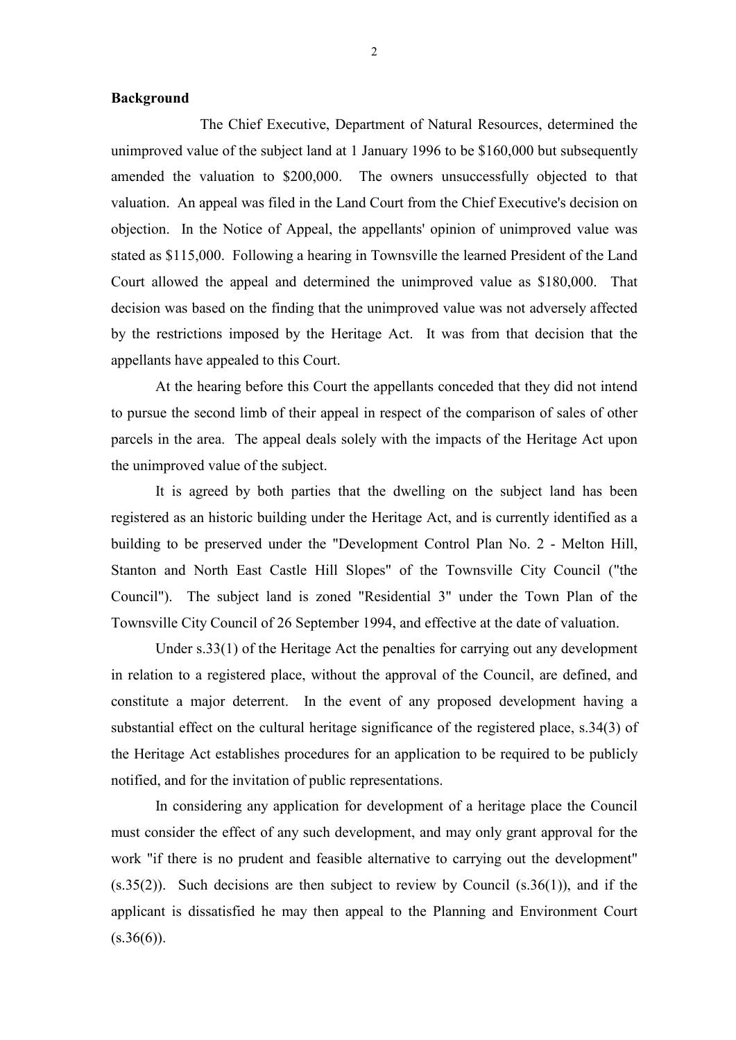**Background**

The Chief Executive, Department of Natural Resources, determined the unimproved value of the subject land at 1 January 1996 to be $160,000 but subsequently amended the valuation to $200,000. The owners unsuccessfully objected to that valuation. An appeal was filed in the Land Court from the Chief Executive's decision on objection. In the Notice of Appeal, the appellants' opinion of unimproved value was stated as $115,000. Following a hearing in Townsville the learned President of the Land Court allowed the appeal and determined the unimproved value as $180,000. That decision was based on the finding that the unimproved value was not adversely affected by the restrictions imposed by the Heritage Act. It was from that decision that the appellants have appealed to this Court.

At the hearing before this Court the appellants conceded that they did not intend to pursue the second limb of their appeal in respect of the comparison of sales of other parcels in the area. The appeal deals solely with the impacts of the Heritage Act upon the unimproved value of the subject.

It is agreed by both parties that the dwelling on the subject land has been registered as an historic building under the Heritage Act, and is currently identified as a building to be preserved under the "Development Control Plan No. 2 - Melton Hill, Stanton and North East Castle Hill Slopes" of the Townsville City Council ("the Council"). The subject land is zoned "Residential 3" under the Town Plan of the Townsville City Council of 26 September 1994, and effective at the date of valuation.

Under s.33(1) of the Heritage Act the penalties for carrying out any development in relation to a registered place, without the approval of the Council, are defined, and constitute a major deterrent. In the event of any proposed development having a substantial effect on the cultural heritage significance of the registered place, s.34(3) of the Heritage Act establishes procedures for an application to be required to be publicly notified, and for the invitation of public representations.

In considering any application for development of a heritage place the Council must consider the effect of any such development, and may only grant approval for the work "if there is no prudent and feasible alternative to carrying out the development" (s.35(2)). Such decisions are then subject to review by Council (s.36(1)), and if the applicant is dissatisfied he may then appeal to the Planning and Environment Court (s.36(6)).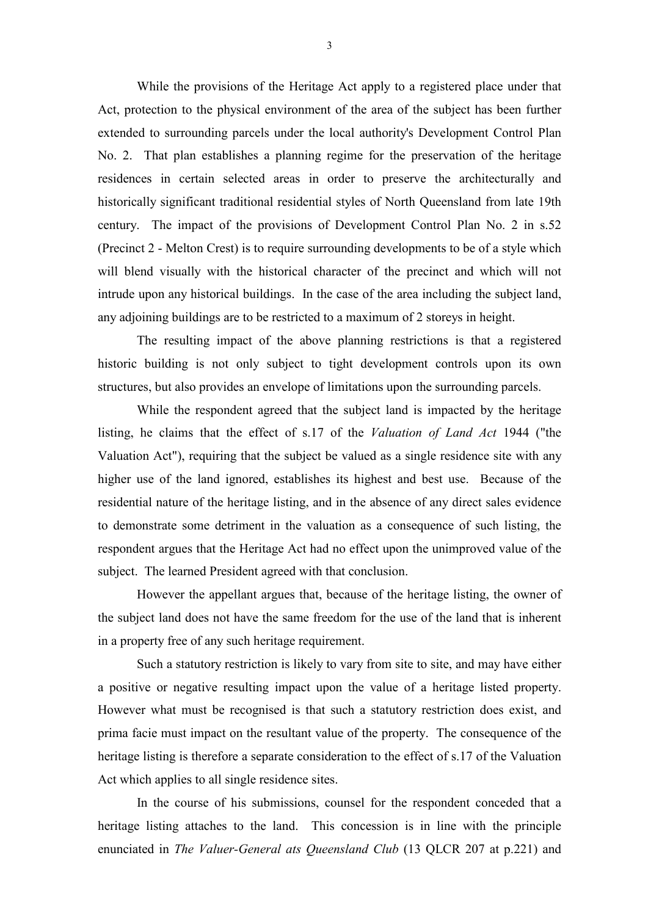While the provisions of the Heritage Act apply to a registered place under that Act, protection to the physical environment of the area of the subject has been further extended to surrounding parcels under the local authority's Development Control Plan No. 2. That plan establishes a planning regime for the preservation of the heritage residences in certain selected areas in order to preserve the architecturally and historically significant traditional residential styles of North Queensland from late 19th century. The impact of the provisions of Development Control Plan No. 2 in s.52 (Precinct 2 - Melton Crest) is to require surrounding developments to be of a style which will blend visually with the historical character of the precinct and which will not intrude upon any historical buildings. In the case of the area including the subject land, any adjoining buildings are to be restricted to a maximum of 2 storeys in height.

The resulting impact of the above planning restrictions is that a registered historic building is not only subject to tight development controls upon its own structures, but also provides an envelope of limitations upon the surrounding parcels.

While the respondent agreed that the subject land is impacted by the heritage listing, he claims that the effect of s.17 of the *Valuation of Land Act* 1944 ("the Valuation Act"), requiring that the subject be valued as a single residence site with any higher use of the land ignored, establishes its highest and best use. Because of the residential nature of the heritage listing, and in the absence of any direct sales evidence to demonstrate some detriment in the valuation as a consequence of such listing, the respondent argues that the Heritage Act had no effect upon the unimproved value of the subject. The learned President agreed with that conclusion.

However the appellant argues that, because of the heritage listing, the owner of the subject land does not have the same freedom for the use of the land that is inherent in a property free of any such heritage requirement.

Such a statutory restriction is likely to vary from site to site, and may have either a positive or negative resulting impact upon the value of a heritage listed property. However what must be recognised is that such a statutory restriction does exist, and prima facie must impact on the resultant value of the property. The consequence of the heritage listing is therefore a separate consideration to the effect of s.17 of the Valuation Act which applies to all single residence sites.

In the course of his submissions, counsel for the respondent conceded that a heritage listing attaches to the land. This concession is in line with the principle enunciated in *The Valuer-General ats Queensland Club* (13 QLCR 207 at p.221) and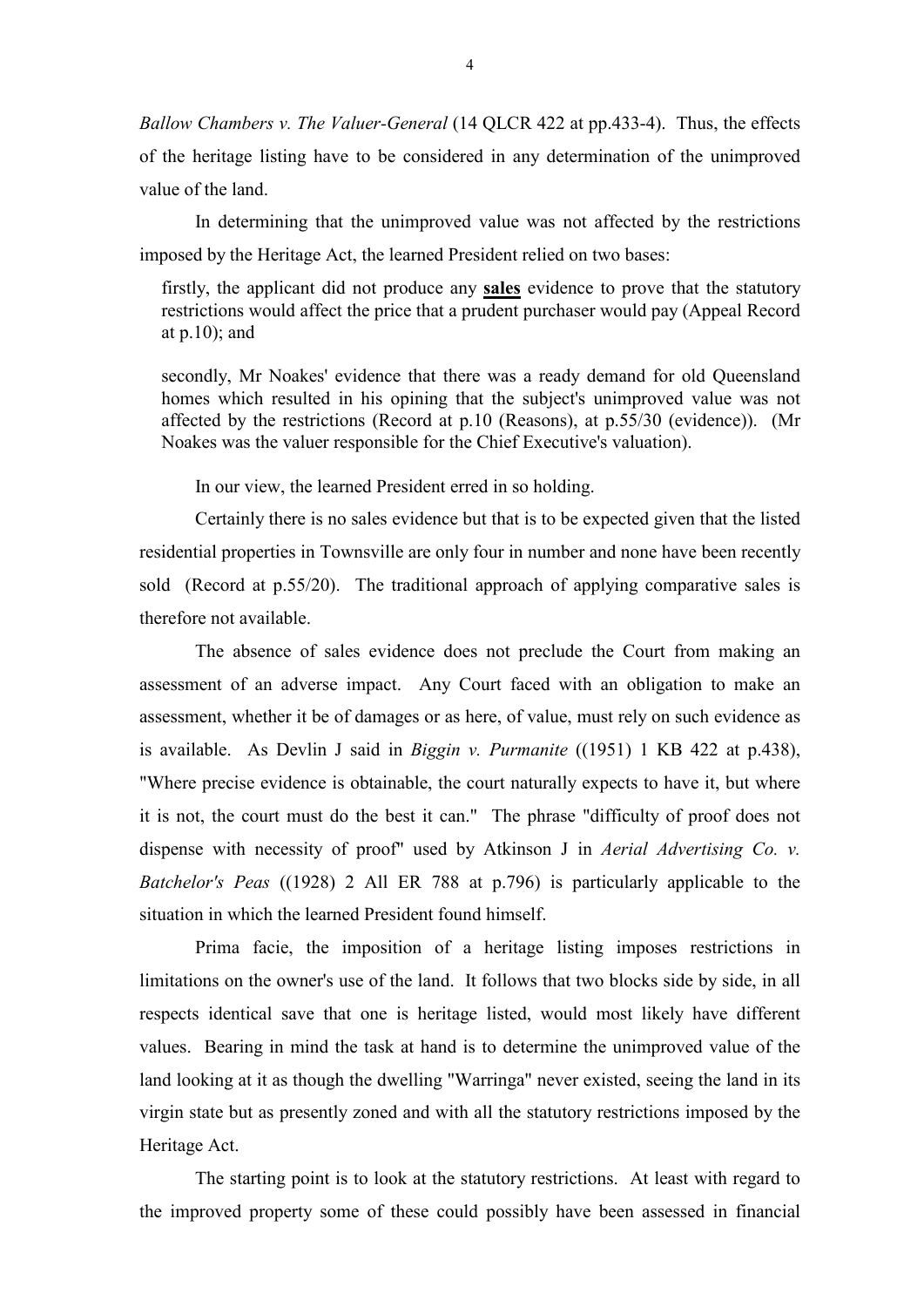*Ballow Chambers v. The Valuer-General* (14 QLCR 422 at pp.433-4). Thus, the effects of the heritage listing have to be considered in any determination of the unimproved value of the land.

In determining that the unimproved value was not affected by the restrictions imposed by the Heritage Act, the learned President relied on two bases:

> firstly, the applicant did not produce any **sales** evidence to prove that the statutory restrictions would affect the price that a prudent purchaser would pay (Appeal Record at p.10); and
>
> secondly, Mr Noakes' evidence that there was a ready demand for old Queensland homes which resulted in his opining that the subject's unimproved value was not affected by the restrictions (Record at p.10 (Reasons), at p.55/30 (evidence)). (Mr Noakes was the valuer responsible for the Chief Executive's valuation).

In our view, the learned President erred in so holding.

Certainly there is no sales evidence but that is to be expected given that the listed residential properties in Townsville are only four in number and none have been recently sold (Record at p.55/20). The traditional approach of applying comparative sales is therefore not available.

The absence of sales evidence does not preclude the Court from making an assessment of an adverse impact. Any Court faced with an obligation to make an assessment, whether it be of damages or as here, of value, must rely on such evidence as is available. As Devlin J said in *Biggin v. Purmanite* ((1951) 1 KB 422 at p.438), "Where precise evidence is obtainable, the court naturally expects to have it, but where it is not, the court must do the best it can." The phrase "difficulty of proof does not dispense with necessity of proof" used by Atkinson J in *Aerial Advertising Co. v. Batchelor's Peas* ((1928) 2 All ER 788 at p.796) is particularly applicable to the situation in which the learned President found himself.

Prima facie, the imposition of a heritage listing imposes restrictions in limitations on the owner's use of the land. It follows that two blocks side by side, in all respects identical save that one is heritage listed, would most likely have different values. Bearing in mind the task at hand is to determine the unimproved value of the land looking at it as though the dwelling "Warringa" never existed, seeing the land in its virgin state but as presently zoned and with all the statutory restrictions imposed by the Heritage Act.

The starting point is to look at the statutory restrictions. At least with regard to the improved property some of these could possibly have been assessed in financial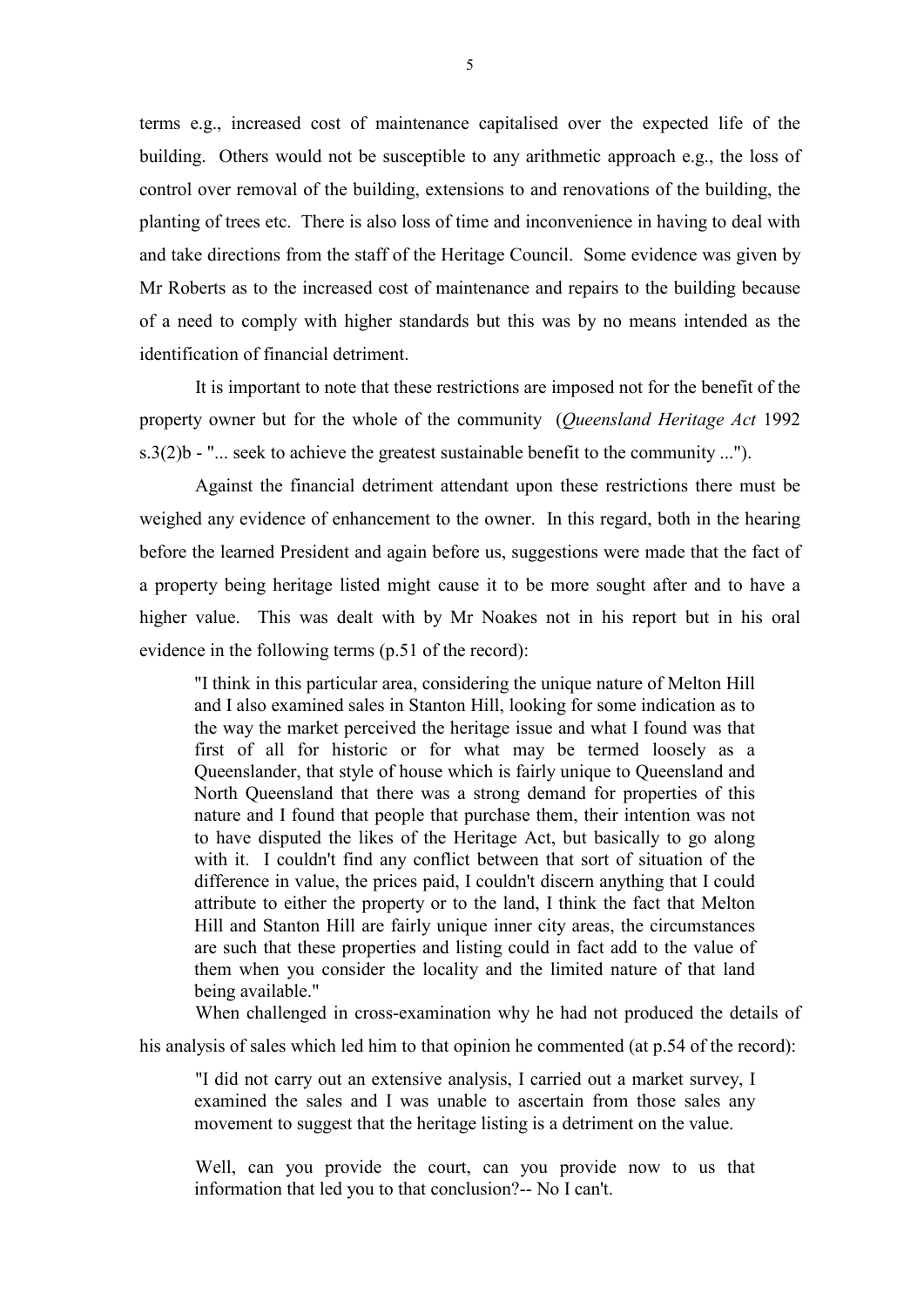terms e.g., increased cost of maintenance capitalised over the expected life of the building. Others would not be susceptible to any arithmetic approach e.g., the loss of control over removal of the building, extensions to and renovations of the building, the planting of trees etc. There is also loss of time and inconvenience in having to deal with and take directions from the staff of the Heritage Council. Some evidence was given by Mr Roberts as to the increased cost of maintenance and repairs to the building because of a need to comply with higher standards but this was by no means intended as the identification of financial detriment.

It is important to note that these restrictions are imposed not for the benefit of the property owner but for the whole of the community (*Queensland Heritage Act* 1992 s.3(2)b - "... seek to achieve the greatest sustainable benefit to the community ...").

Against the financial detriment attendant upon these restrictions there must be weighed any evidence of enhancement to the owner. In this regard, both in the hearing before the learned President and again before us, suggestions were made that the fact of a property being heritage listed might cause it to be more sought after and to have a higher value. This was dealt with by Mr Noakes not in his report but in his oral evidence in the following terms (p.51 of the record):

> "I think in this particular area, considering the unique nature of Melton Hill and I also examined sales in Stanton Hill, looking for some indication as to the way the market perceived the heritage issue and what I found was that first of all for historic or for what may be termed loosely as a Queenslander, that style of house which is fairly unique to Queensland and North Queensland that there was a strong demand for properties of this nature and I found that people that purchase them, their intention was not to have disputed the likes of the Heritage Act, but basically to go along with it. I couldn't find any conflict between that sort of situation of the difference in value, the prices paid, I couldn't discern anything that I could attribute to either the property or to the land, I think the fact that Melton Hill and Stanton Hill are fairly unique inner city areas, the circumstances are such that these properties and listing could in fact add to the value of them when you consider the locality and the limited nature of that land being available."

When challenged in cross-examination why he had not produced the details of his analysis of sales which led him to that opinion he commented (at p.54 of the record):

> "I did not carry out an extensive analysis, I carried out a market survey, I examined the sales and I was unable to ascertain from those sales any movement to suggest that the heritage listing is a detriment on the value.
>
> Well, can you provide the court, can you provide now to us that information that led you to that conclusion?-- No I can't.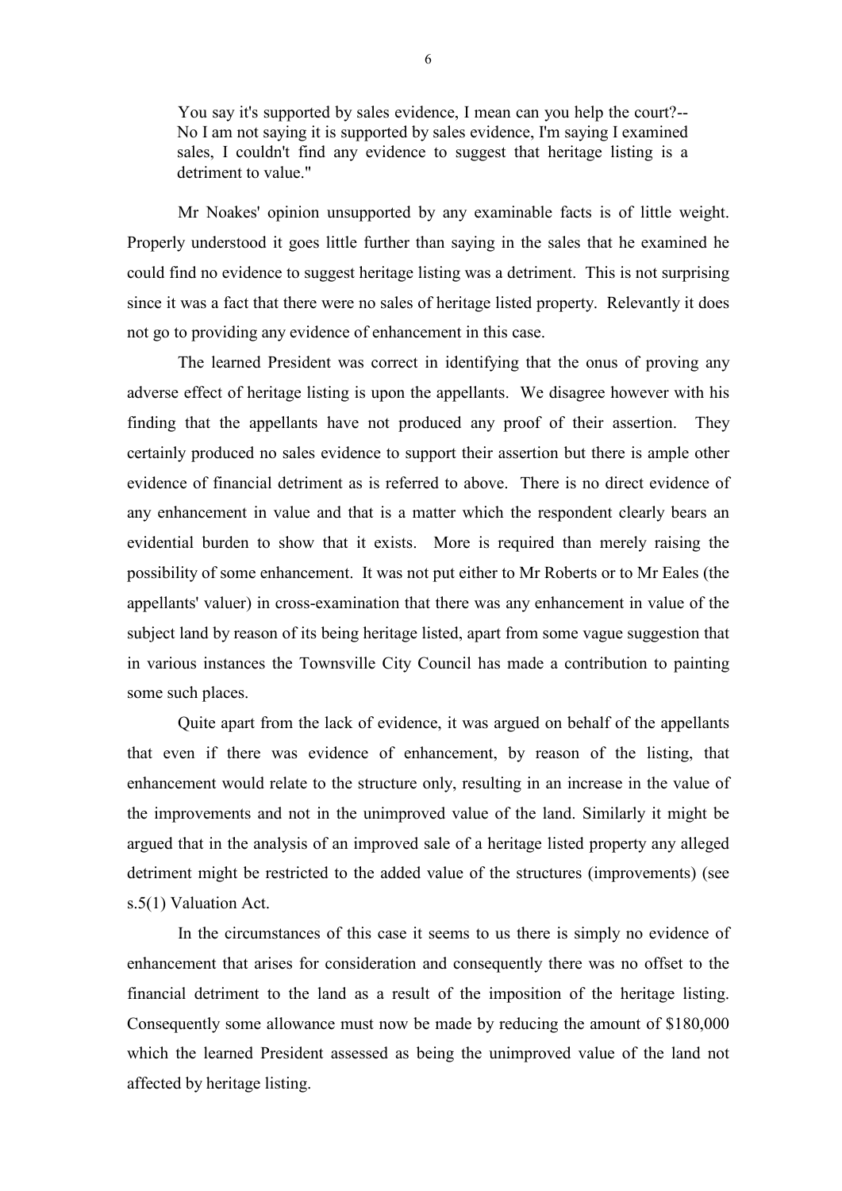> You say it's supported by sales evidence, I mean can you help the court?-- No I am not saying it is supported by sales evidence, I'm saying I examined sales, I couldn't find any evidence to suggest that heritage listing is a detriment to value."

Mr Noakes' opinion unsupported by any examinable facts is of little weight. Properly understood it goes little further than saying in the sales that he examined he could find no evidence to suggest heritage listing was a detriment. This is not surprising since it was a fact that there were no sales of heritage listed property. Relevantly it does not go to providing any evidence of enhancement in this case.

The learned President was correct in identifying that the onus of proving any adverse effect of heritage listing is upon the appellants. We disagree however with his finding that the appellants have not produced any proof of their assertion. They certainly produced no sales evidence to support their assertion but there is ample other evidence of financial detriment as is referred to above. There is no direct evidence of any enhancement in value and that is a matter which the respondent clearly bears an evidential burden to show that it exists. More is required than merely raising the possibility of some enhancement. It was not put either to Mr Roberts or to Mr Eales (the appellants' valuer) in cross-examination that there was any enhancement in value of the subject land by reason of its being heritage listed, apart from some vague suggestion that in various instances the Townsville City Council has made a contribution to painting some such places.

Quite apart from the lack of evidence, it was argued on behalf of the appellants that even if there was evidence of enhancement, by reason of the listing, that enhancement would relate to the structure only, resulting in an increase in the value of the improvements and not in the unimproved value of the land. Similarly it might be argued that in the analysis of an improved sale of a heritage listed property any alleged detriment might be restricted to the added value of the structures (improvements) (see s.5(1) Valuation Act.

In the circumstances of this case it seems to us there is simply no evidence of enhancement that arises for consideration and consequently there was no offset to the financial detriment to the land as a result of the imposition of the heritage listing. Consequently some allowance must now be made by reducing the amount of $180,000 which the learned President assessed as being the unimproved value of the land not affected by heritage listing.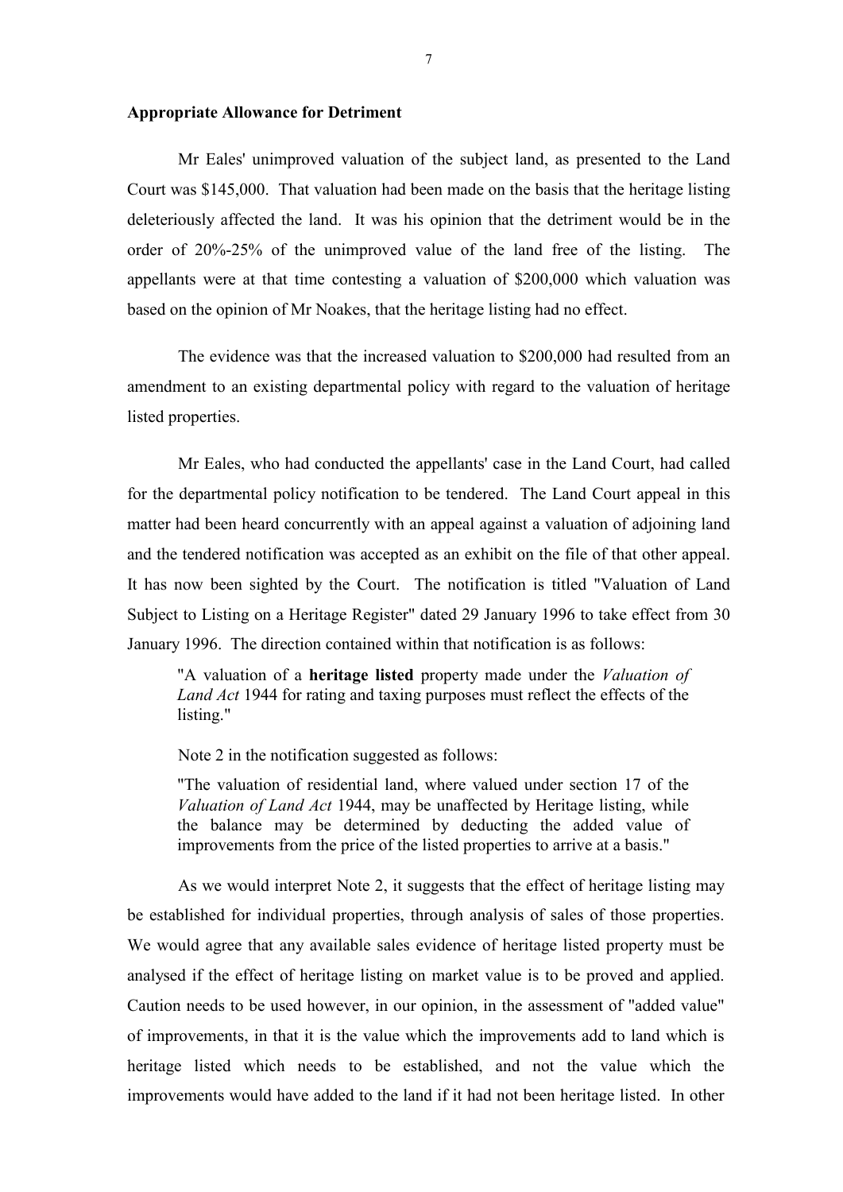**Appropriate Allowance for Detriment**

Mr Eales' unimproved valuation of the subject land, as presented to the Land Court was $145,000. That valuation had been made on the basis that the heritage listing deleteriously affected the land. It was his opinion that the detriment would be in the order of 20%-25% of the unimproved value of the land free of the listing. The appellants were at that time contesting a valuation of $200,000 which valuation was based on the opinion of Mr Noakes, that the heritage listing had no effect.

The evidence was that the increased valuation to $200,000 had resulted from an amendment to an existing departmental policy with regard to the valuation of heritage listed properties.

Mr Eales, who had conducted the appellants' case in the Land Court, had called for the departmental policy notification to be tendered. The Land Court appeal in this matter had been heard concurrently with an appeal against a valuation of adjoining land and the tendered notification was accepted as an exhibit on the file of that other appeal. It has now been sighted by the Court. The notification is titled "Valuation of Land Subject to Listing on a Heritage Register" dated 29 January 1996 to take effect from 30 January 1996. The direction contained within that notification is as follows:

> "A valuation of a **heritage listed** property made under the *Valuation of Land Act* 1944 for rating and taxing purposes must reflect the effects of the listing."

Note 2 in the notification suggested as follows:

> "The valuation of residential land, where valued under section 17 of the *Valuation of Land Act* 1944, may be unaffected by Heritage listing, while the balance may be determined by deducting the added value of improvements from the price of the listed properties to arrive at a basis."

As we would interpret Note 2, it suggests that the effect of heritage listing may be established for individual properties, through analysis of sales of those properties. We would agree that any available sales evidence of heritage listed property must be analysed if the effect of heritage listing on market value is to be proved and applied. Caution needs to be used however, in our opinion, in the assessment of "added value" of improvements, in that it is the value which the improvements add to land which is heritage listed which needs to be established, and not the value which the improvements would have added to the land if it had not been heritage listed. In other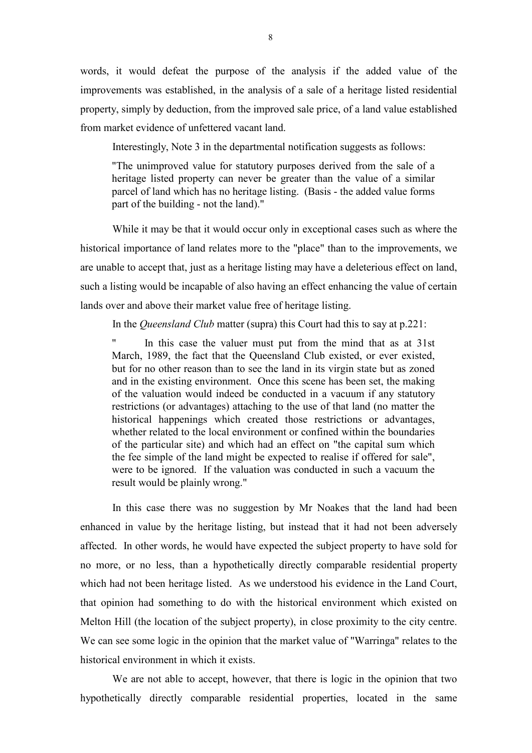words, it would defeat the purpose of the analysis if the added value of the improvements was established, in the analysis of a sale of a heritage listed residential property, simply by deduction, from the improved sale price, of a land value established from market evidence of unfettered vacant land.

Interestingly, Note 3 in the departmental notification suggests as follows:

> "The unimproved value for statutory purposes derived from the sale of a heritage listed property can never be greater than the value of a similar parcel of land which has no heritage listing. (Basis - the added value forms part of the building - not the land)."

While it may be that it would occur only in exceptional cases such as where the historical importance of land relates more to the "place" than to the improvements, we are unable to accept that, just as a heritage listing may have a deleterious effect on land, such a listing would be incapable of also having an effect enhancing the value of certain lands over and above their market value free of heritage listing.

In the *Queensland Club* matter (supra) this Court had this to say at p.221:

> " In this case the valuer must put from the mind that as at 31st March, 1989, the fact that the Queensland Club existed, or ever existed, but for no other reason than to see the land in its virgin state but as zoned and in the existing environment. Once this scene has been set, the making of the valuation would indeed be conducted in a vacuum if any statutory restrictions (or advantages) attaching to the use of that land (no matter the historical happenings which created those restrictions or advantages, whether related to the local environment or confined within the boundaries of the particular site) and which had an effect on "the capital sum which the fee simple of the land might be expected to realise if offered for sale", were to be ignored. If the valuation was conducted in such a vacuum the result would be plainly wrong."

In this case there was no suggestion by Mr Noakes that the land had been enhanced in value by the heritage listing, but instead that it had not been adversely affected. In other words, he would have expected the subject property to have sold for no more, or no less, than a hypothetically directly comparable residential property which had not been heritage listed. As we understood his evidence in the Land Court, that opinion had something to do with the historical environment which existed on Melton Hill (the location of the subject property), in close proximity to the city centre. We can see some logic in the opinion that the market value of "Warringa" relates to the historical environment in which it exists.

We are not able to accept, however, that there is logic in the opinion that two hypothetically directly comparable residential properties, located in the same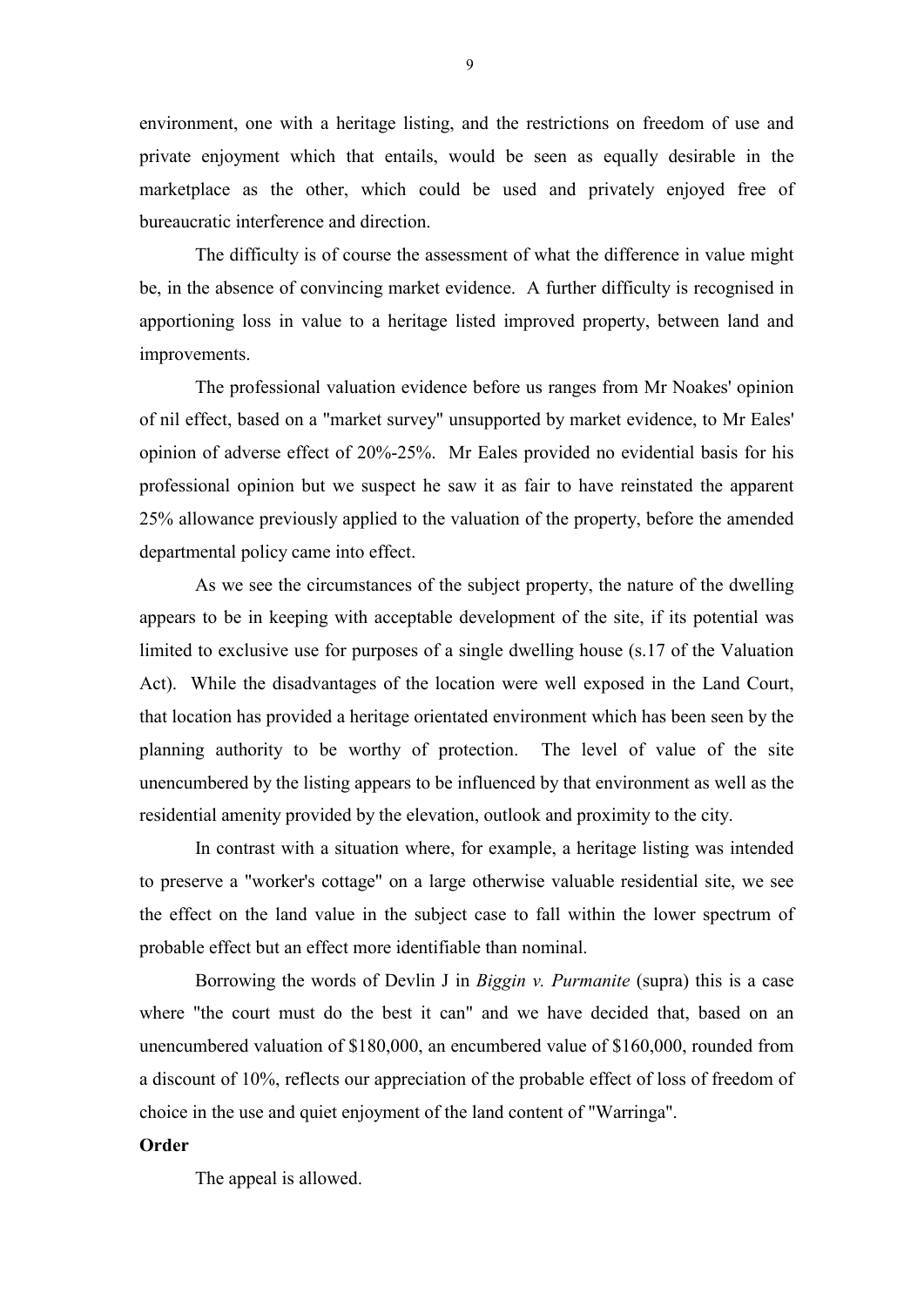environment, one with a heritage listing, and the restrictions on freedom of use and private enjoyment which that entails, would be seen as equally desirable in the marketplace as the other, which could be used and privately enjoyed free of bureaucratic interference and direction.

The difficulty is of course the assessment of what the difference in value might be, in the absence of convincing market evidence. A further difficulty is recognised in apportioning loss in value to a heritage listed improved property, between land and improvements.

The professional valuation evidence before us ranges from Mr Noakes' opinion of nil effect, based on a "market survey" unsupported by market evidence, to Mr Eales' opinion of adverse effect of 20%-25%. Mr Eales provided no evidential basis for his professional opinion but we suspect he saw it as fair to have reinstated the apparent 25% allowance previously applied to the valuation of the property, before the amended departmental policy came into effect.

As we see the circumstances of the subject property, the nature of the dwelling appears to be in keeping with acceptable development of the site, if its potential was limited to exclusive use for purposes of a single dwelling house (s.17 of the Valuation Act). While the disadvantages of the location were well exposed in the Land Court, that location has provided a heritage orientated environment which has been seen by the planning authority to be worthy of protection. The level of value of the site unencumbered by the listing appears to be influenced by that environment as well as the residential amenity provided by the elevation, outlook and proximity to the city.

In contrast with a situation where, for example, a heritage listing was intended to preserve a "worker's cottage" on a large otherwise valuable residential site, we see the effect on the land value in the subject case to fall within the lower spectrum of probable effect but an effect more identifiable than nominal.

Borrowing the words of Devlin J in *Biggin v. Purmanite* (supra) this is a case where "the court must do the best it can" and we have decided that, based on an unencumbered valuation of $180,000, an encumbered value of $160,000, rounded from a discount of 10%, reflects our appreciation of the probable effect of loss of freedom of choice in the use and quiet enjoyment of the land content of "Warringa".

**Order**

The appeal is allowed.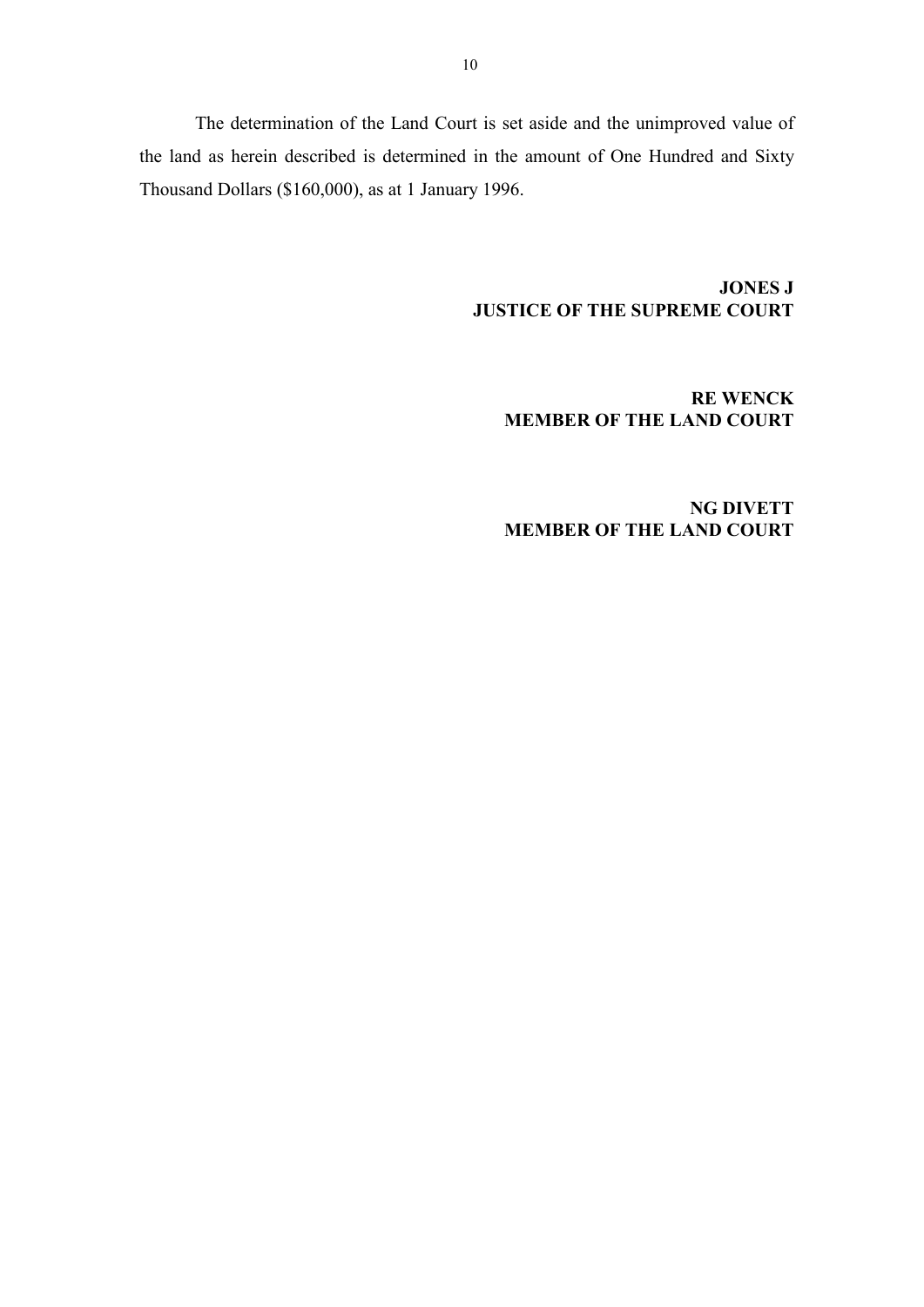The determination of the Land Court is set aside and the unimproved value of the land as herein described is determined in the amount of One Hundred and Sixty Thousand Dollars ($160,000), as at 1 January 1996.

**JONES J**
**JUSTICE OF THE SUPREME COURT**

**RE WENCK**
**MEMBER OF THE LAND COURT**

**NG DIVETT**
**MEMBER OF THE LAND COURT**